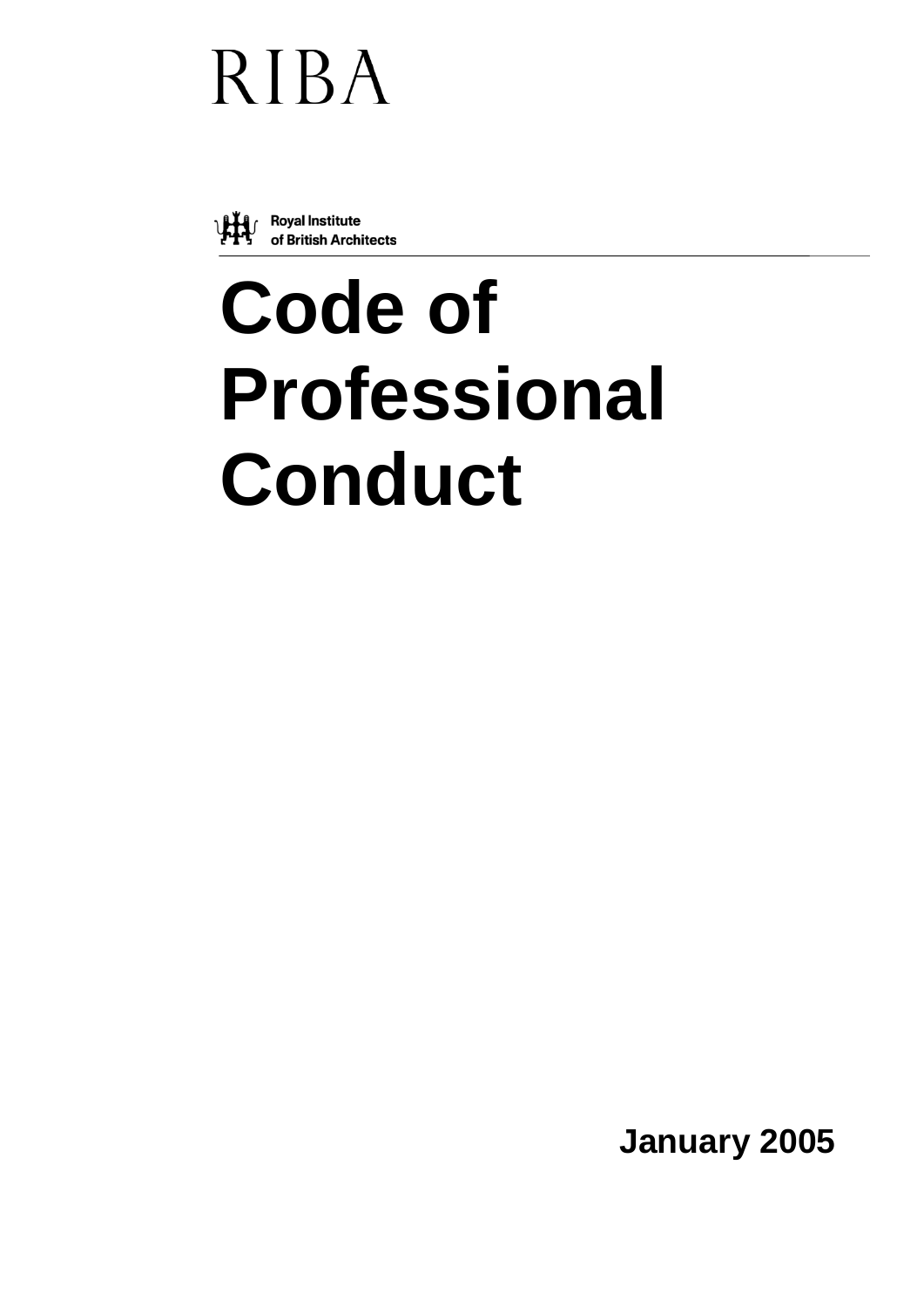RIBA

Royal Institute of British Architects

# Code of Professional Conduct

**January 2005**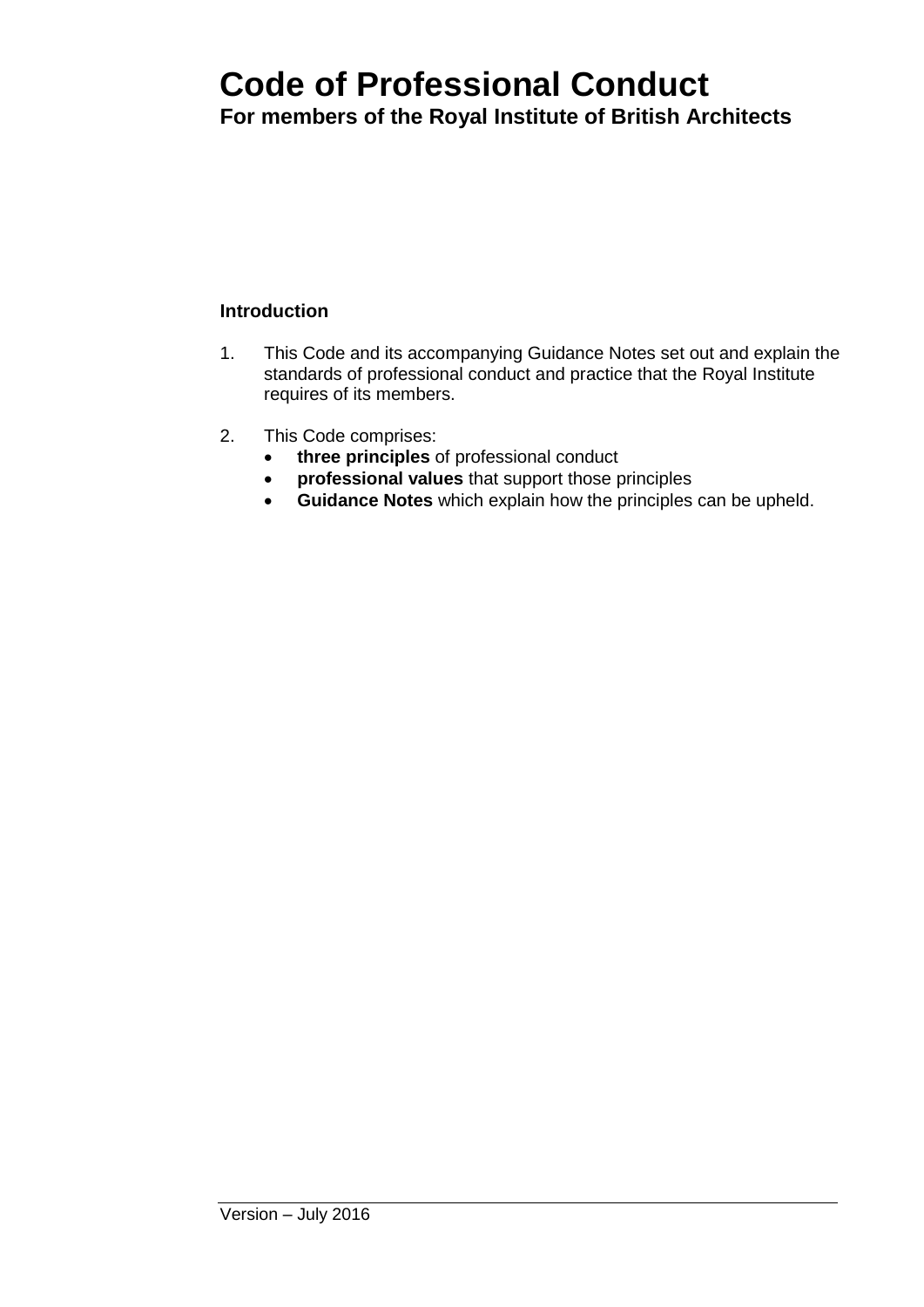# Code of Professional Conduct

**For members of the Royal Institute of British Architects**

## Introduction

1. This Code and its accompanying Guidance Notes set out and explain the standards of professional conduct and practice that the Royal Institute requires of its members.

2. This Code comprises:
   - **three principles** of professional conduct
   - **professional values** that support those principles
   - **Guidance Notes** which explain how the principles can be upheld.

Version – July 2016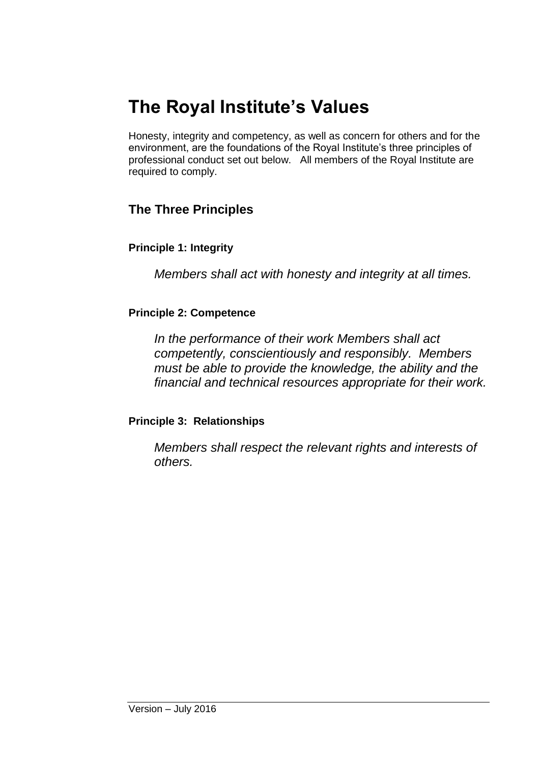# The Royal Institute's Values

Honesty, integrity and competency, as well as concern for others and for the environment, are the foundations of the Royal Institute's three principles of professional conduct set out below. All members of the Royal Institute are required to comply.

## The Three Principles

### Principle 1: Integrity

*Members shall act with honesty and integrity at all times.*

### Principle 2: Competence

*In the performance of their work Members shall act competently, conscientiously and responsibly. Members must be able to provide the knowledge, the ability and the financial and technical resources appropriate for their work.*

### Principle 3: Relationships

*Members shall respect the relevant rights and interests of others.*

Version – July 2016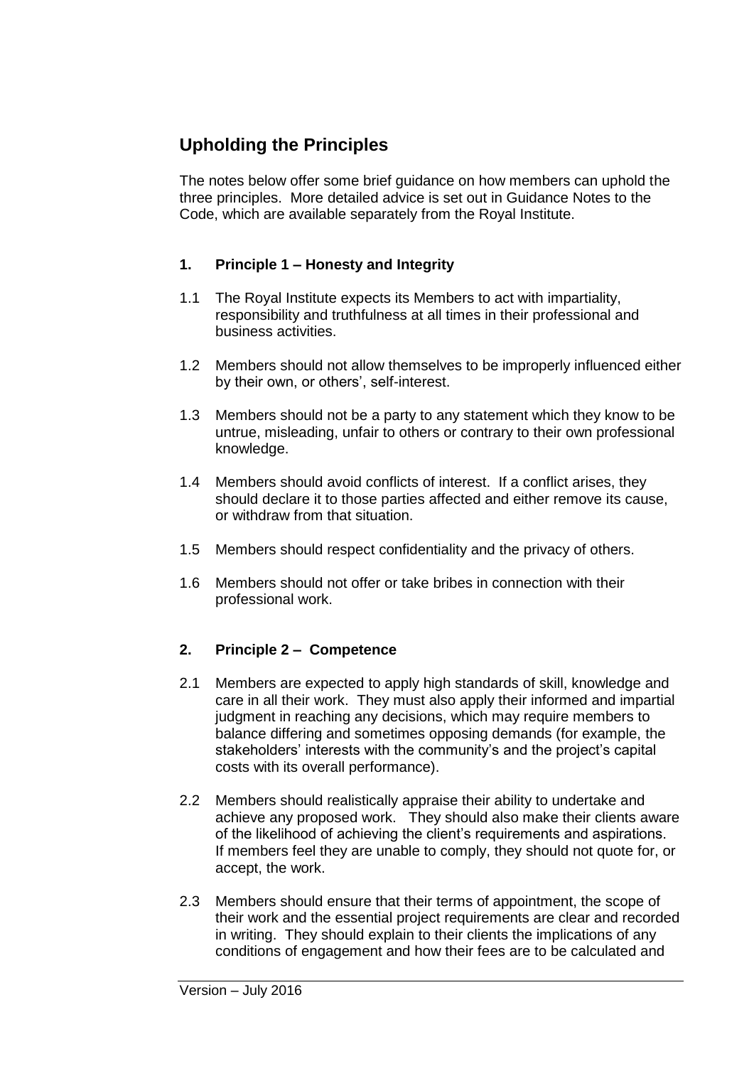## Upholding the Principles

The notes below offer some brief guidance on how members can uphold the three principles. More detailed advice is set out in Guidance Notes to the Code, which are available separately from the Royal Institute.

### 1. Principle 1 – Honesty and Integrity

1.1 The Royal Institute expects its Members to act with impartiality, responsibility and truthfulness at all times in their professional and business activities.

1.2 Members should not allow themselves to be improperly influenced either by their own, or others', self-interest.

1.3 Members should not be a party to any statement which they know to be untrue, misleading, unfair to others or contrary to their own professional knowledge.

1.4 Members should avoid conflicts of interest. If a conflict arises, they should declare it to those parties affected and either remove its cause, or withdraw from that situation.

1.5 Members should respect confidentiality and the privacy of others.

1.6 Members should not offer or take bribes in connection with their professional work.

### 2. Principle 2 – Competence

2.1 Members are expected to apply high standards of skill, knowledge and care in all their work. They must also apply their informed and impartial judgment in reaching any decisions, which may require members to balance differing and sometimes opposing demands (for example, the stakeholders' interests with the community's and the project's capital costs with its overall performance).

2.2 Members should realistically appraise their ability to undertake and achieve any proposed work. They should also make their clients aware of the likelihood of achieving the client's requirements and aspirations. If members feel they are unable to comply, they should not quote for, or accept, the work.

2.3 Members should ensure that their terms of appointment, the scope of their work and the essential project requirements are clear and recorded in writing. They should explain to their clients the implications of any conditions of engagement and how their fees are to be calculated and

Version – July 2016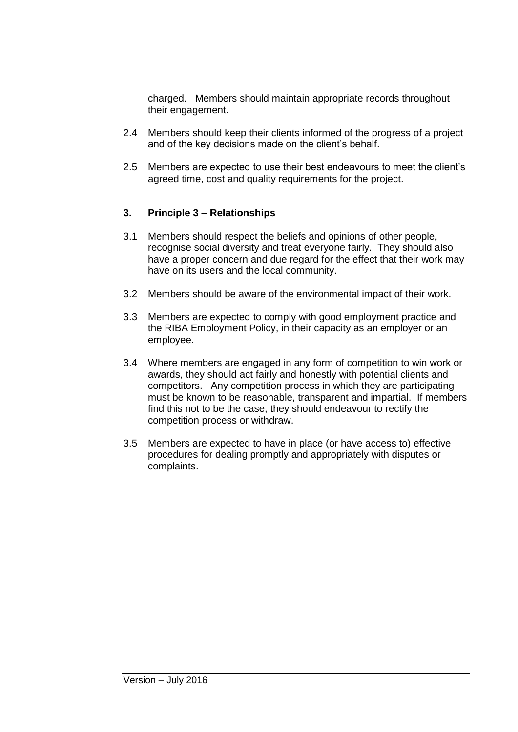charged. Members should maintain appropriate records throughout their engagement.

2.4 Members should keep their clients informed of the progress of a project and of the key decisions made on the client's behalf.

2.5 Members are expected to use their best endeavours to meet the client's agreed time, cost and quality requirements for the project.

## 3. Principle 3 – Relationships

3.1 Members should respect the beliefs and opinions of other people, recognise social diversity and treat everyone fairly. They should also have a proper concern and due regard for the effect that their work may have on its users and the local community.

3.2 Members should be aware of the environmental impact of their work.

3.3 Members are expected to comply with good employment practice and the RIBA Employment Policy, in their capacity as an employer or an employee.

3.4 Where members are engaged in any form of competition to win work or awards, they should act fairly and honestly with potential clients and competitors. Any competition process in which they are participating must be known to be reasonable, transparent and impartial. If members find this not to be the case, they should endeavour to rectify the competition process or withdraw.

3.5 Members are expected to have in place (or have access to) effective procedures for dealing promptly and appropriately with disputes or complaints.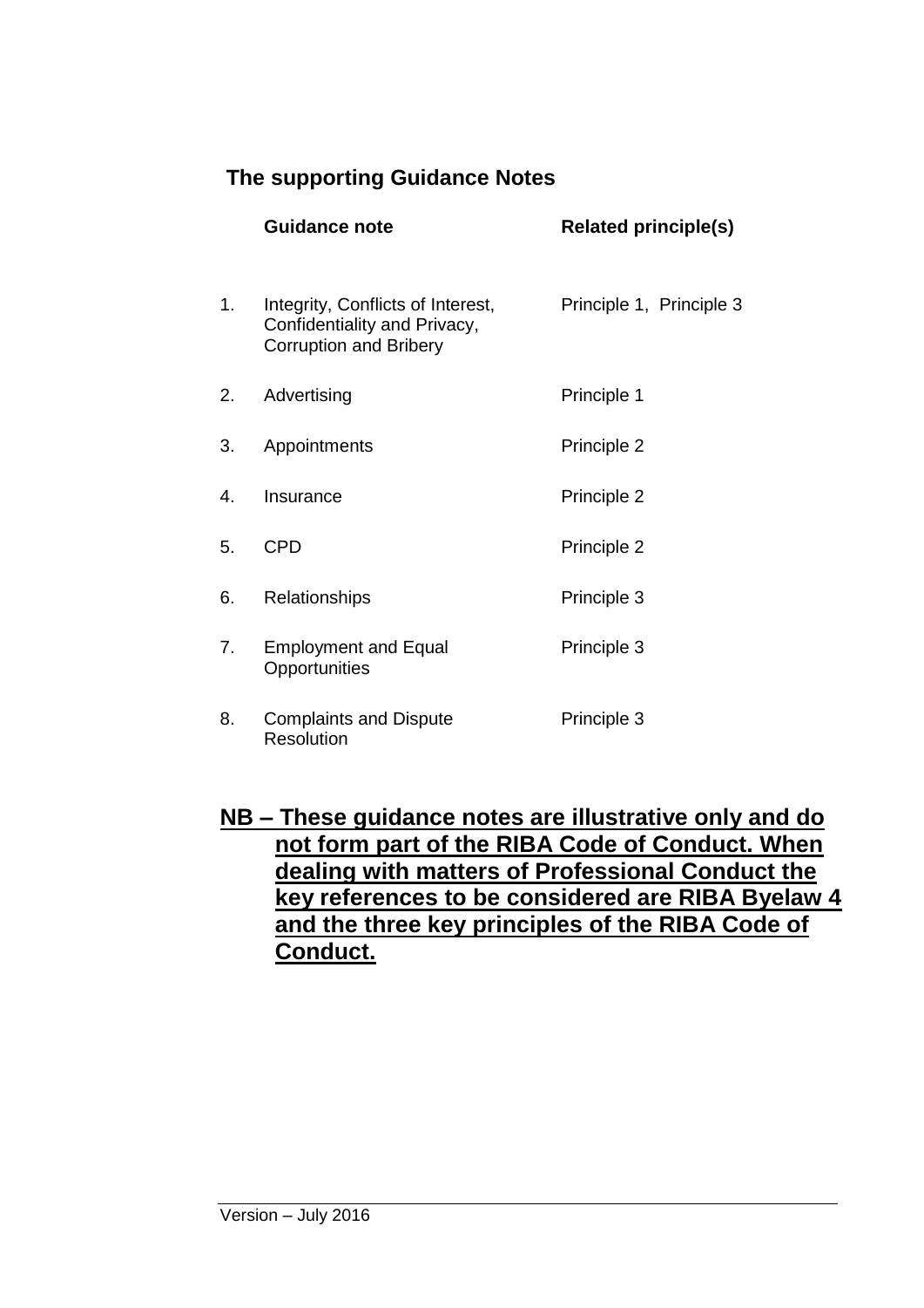## The supporting Guidance Notes

| | Guidance note | Related principle(s) |
|---|---|---|
| 1. | Integrity, Conflicts of Interest, Confidentiality and Privacy, Corruption and Bribery | Principle 1, Principle 3 |
| 2. | Advertising | Principle 1 |
| 3. | Appointments | Principle 2 |
| 4. | Insurance | Principle 2 |
| 5. | CPD | Principle 2 |
| 6. | Relationships | Principle 3 |
| 7. | Employment and Equal Opportunities | Principle 3 |
| 8. | Complaints and Dispute Resolution | Principle 3 |

**NB – These guidance notes are illustrative only and do not form part of the RIBA Code of Conduct. When dealing with matters of Professional Conduct the key references to be considered are RIBA Byelaw 4 and the three key principles of the RIBA Code of Conduct.**

Version – July 2016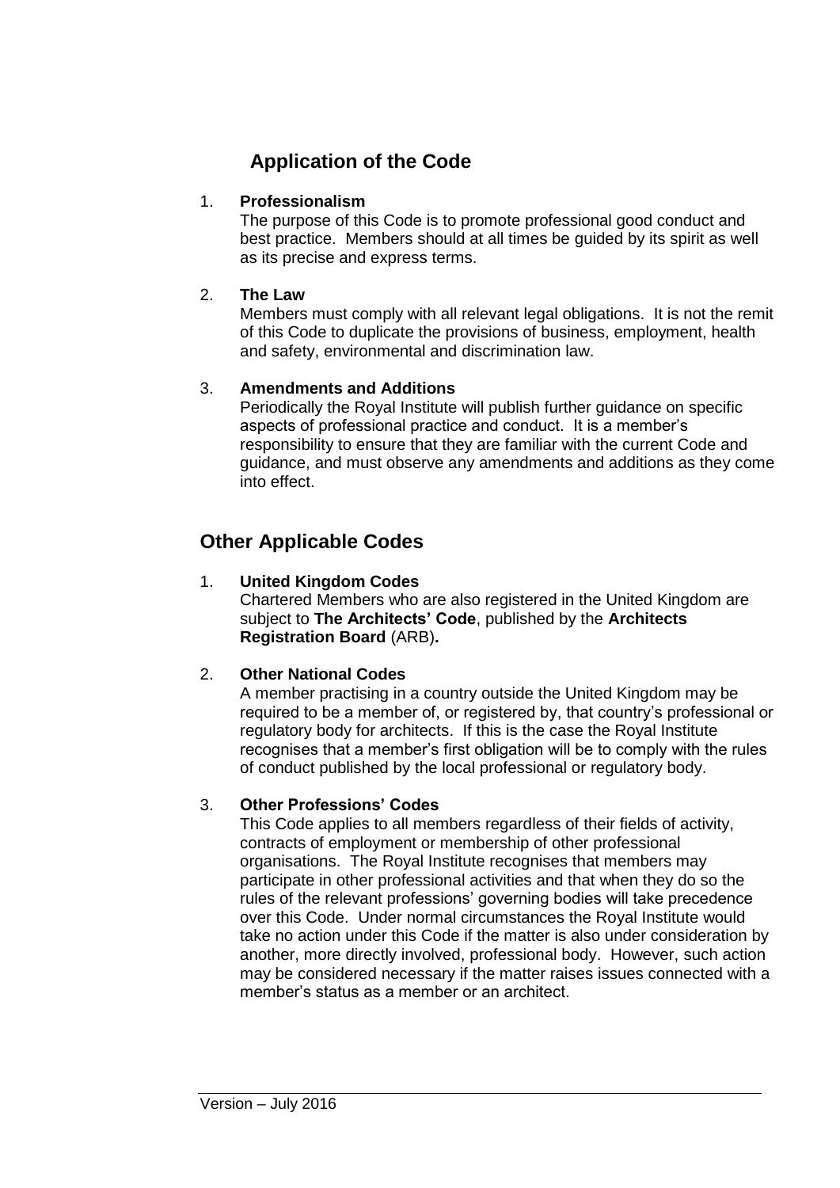## Application of the Code

1. **Professionalism**
   The purpose of this Code is to promote professional good conduct and best practice. Members should at all times be guided by its spirit as well as its precise and express terms.

2. **The Law**
   Members must comply with all relevant legal obligations. It is not the remit of this Code to duplicate the provisions of business, employment, health and safety, environmental and discrimination law.

3. **Amendments and Additions**
   Periodically the Royal Institute will publish further guidance on specific aspects of professional practice and conduct. It is a member's responsibility to ensure that they are familiar with the current Code and guidance, and must observe any amendments and additions as they come into effect.

## Other Applicable Codes

1. **United Kingdom Codes**
   Chartered Members who are also registered in the United Kingdom are subject to **The Architects' Code**, published by the **Architects Registration Board** (ARB)**.**

2. **Other National Codes**
   A member practising in a country outside the United Kingdom may be required to be a member of, or registered by, that country's professional or regulatory body for architects. If this is the case the Royal Institute recognises that a member's first obligation will be to comply with the rules of conduct published by the local professional or regulatory body.

3. **Other Professions' Codes**
   This Code applies to all members regardless of their fields of activity, contracts of employment or membership of other professional organisations. The Royal Institute recognises that members may participate in other professional activities and that when they do so the rules of the relevant professions' governing bodies will take precedence over this Code. Under normal circumstances the Royal Institute would take no action under this Code if the matter is also under consideration by another, more directly involved, professional body. However, such action may be considered necessary if the matter raises issues connected with a member's status as a member or an architect.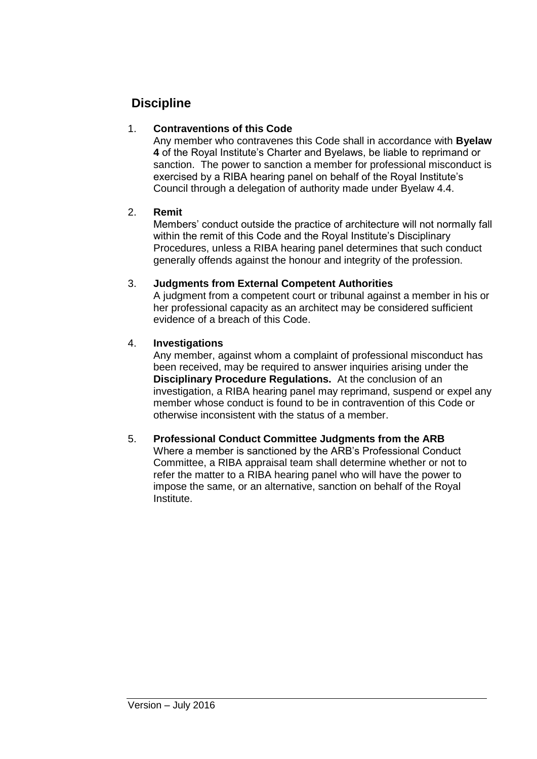## Discipline

1. **Contraventions of this Code**
   Any member who contravenes this Code shall in accordance with **Byelaw 4** of the Royal Institute's Charter and Byelaws, be liable to reprimand or sanction. The power to sanction a member for professional misconduct is exercised by a RIBA hearing panel on behalf of the Royal Institute's Council through a delegation of authority made under Byelaw 4.4.

2. **Remit**
   Members' conduct outside the practice of architecture will not normally fall within the remit of this Code and the Royal Institute's Disciplinary Procedures, unless a RIBA hearing panel determines that such conduct generally offends against the honour and integrity of the profession.

3. **Judgments from External Competent Authorities**
   A judgment from a competent court or tribunal against a member in his or her professional capacity as an architect may be considered sufficient evidence of a breach of this Code.

4. **Investigations**
   Any member, against whom a complaint of professional misconduct has been received, may be required to answer inquiries arising under the **Disciplinary Procedure Regulations.** At the conclusion of an investigation, a RIBA hearing panel may reprimand, suspend or expel any member whose conduct is found to be in contravention of this Code or otherwise inconsistent with the status of a member.

5. **Professional Conduct Committee Judgments from the ARB**
   Where a member is sanctioned by the ARB's Professional Conduct Committee, a RIBA appraisal team shall determine whether or not to refer the matter to a RIBA hearing panel who will have the power to impose the same, or an alternative, sanction on behalf of the Royal Institute.

Version – July 2016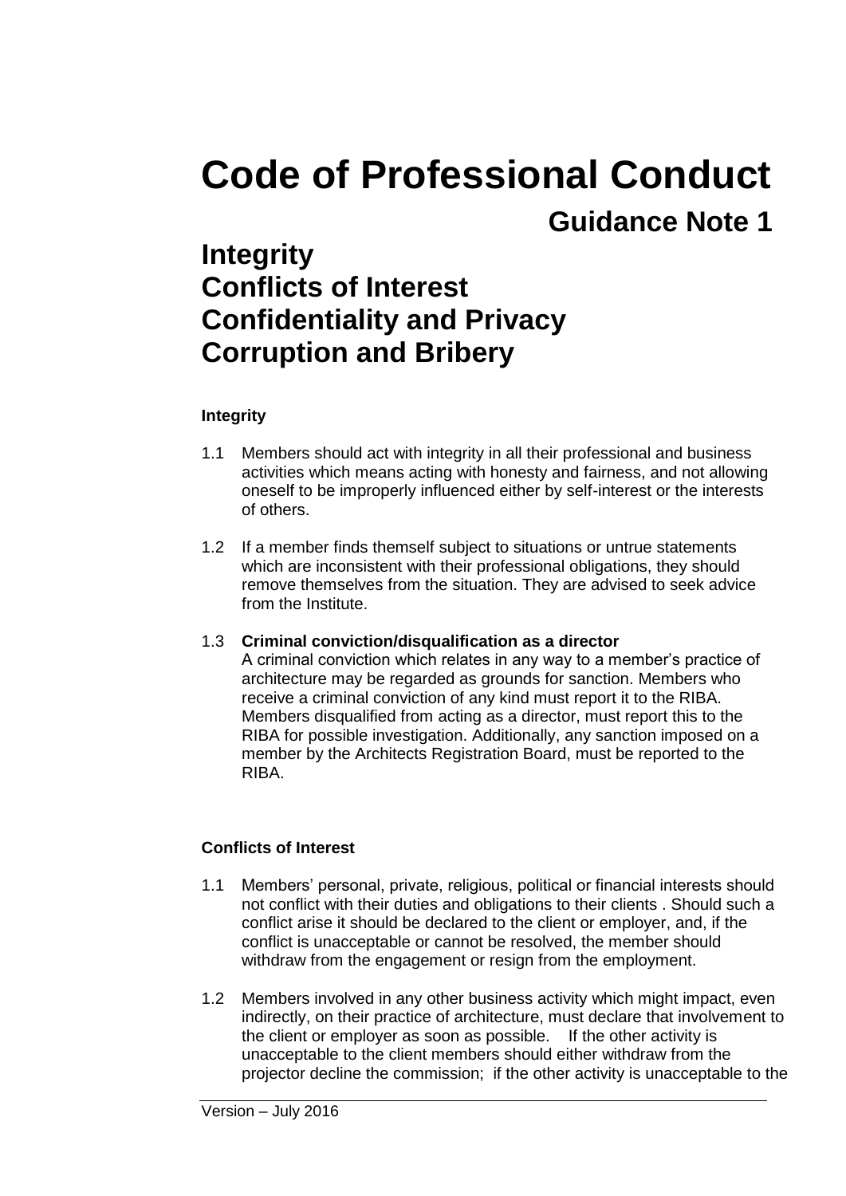# Code of Professional Conduct

## Guidance Note 1

# Integrity
# Conflicts of Interest
# Confidentiality and Privacy
# Corruption and Bribery

### Integrity

1.1 Members should act with integrity in all their professional and business activities which means acting with honesty and fairness, and not allowing oneself to be improperly influenced either by self-interest or the interests of others.

1.2 If a member finds themself subject to situations or untrue statements which are inconsistent with their professional obligations, they should remove themselves from the situation. They are advised to seek advice from the Institute.

1.3 **Criminal conviction/disqualification as a director**
A criminal conviction which relates in any way to a member's practice of architecture may be regarded as grounds for sanction. Members who receive a criminal conviction of any kind must report it to the RIBA. Members disqualified from acting as a director, must report this to the RIBA for possible investigation. Additionally, any sanction imposed on a member by the Architects Registration Board, must be reported to the RIBA.

### Conflicts of Interest

1.1 Members' personal, private, religious, political or financial interests should not conflict with their duties and obligations to their clients . Should such a conflict arise it should be declared to the client or employer, and, if the conflict is unacceptable or cannot be resolved, the member should withdraw from the engagement or resign from the employment.

1.2 Members involved in any other business activity which might impact, even indirectly, on their practice of architecture, must declare that involvement to the client or employer as soon as possible. If the other activity is unacceptable to the client members should either withdraw from the projector decline the commission; if the other activity is unacceptable to the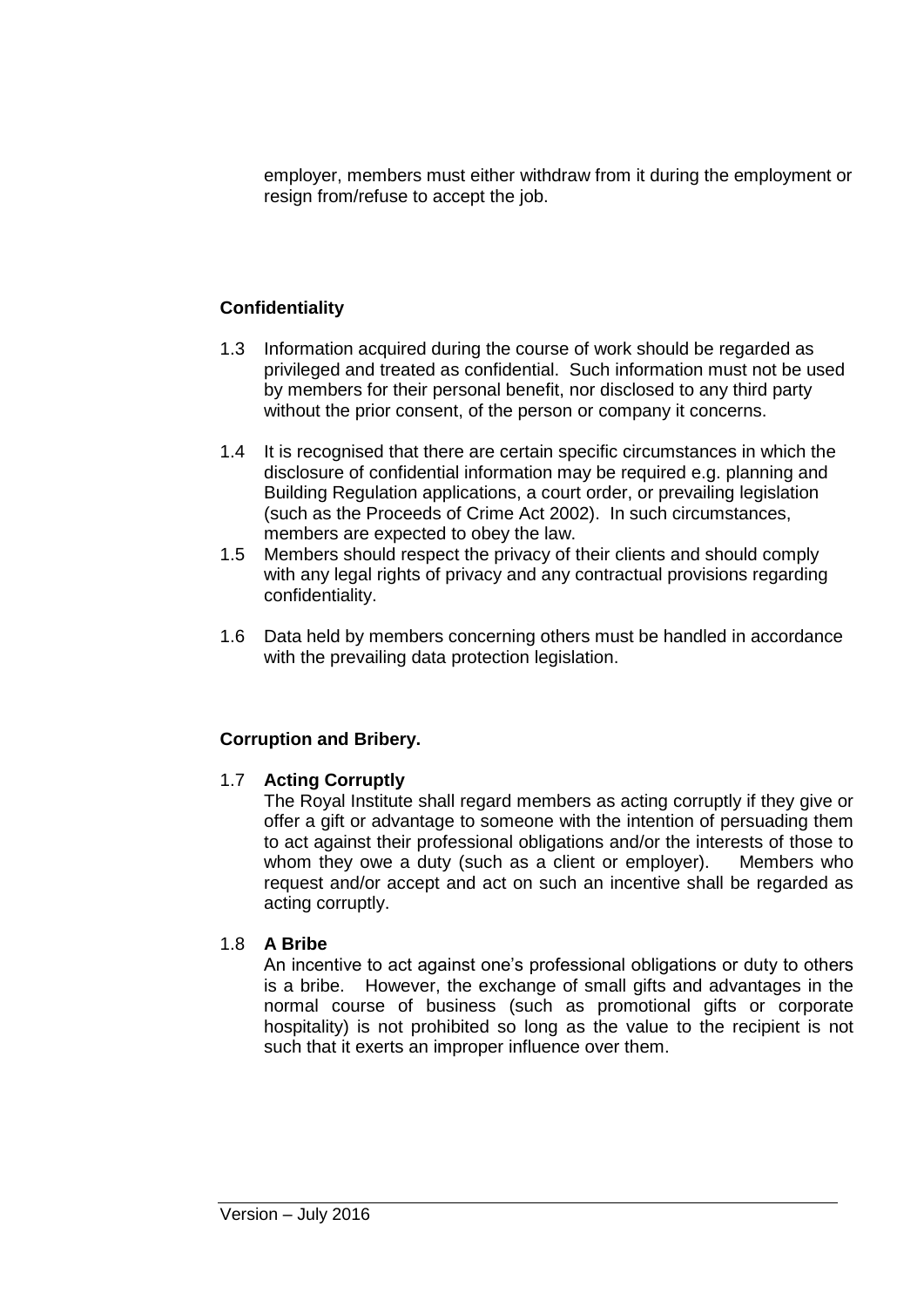employer, members must either withdraw from it during the employment or resign from/refuse to accept the job.

**Confidentiality**

1.3 Information acquired during the course of work should be regarded as privileged and treated as confidential. Such information must not be used by members for their personal benefit, nor disclosed to any third party without the prior consent, of the person or company it concerns.

1.4 It is recognised that there are certain specific circumstances in which the disclosure of confidential information may be required e.g. planning and Building Regulation applications, a court order, or prevailing legislation (such as the Proceeds of Crime Act 2002). In such circumstances, members are expected to obey the law.

1.5 Members should respect the privacy of their clients and should comply with any legal rights of privacy and any contractual provisions regarding confidentiality.

1.6 Data held by members concerning others must be handled in accordance with the prevailing data protection legislation.

**Corruption and Bribery.**

1.7 **Acting Corruptly**

The Royal Institute shall regard members as acting corruptly if they give or offer a gift or advantage to someone with the intention of persuading them to act against their professional obligations and/or the interests of those to whom they owe a duty (such as a client or employer). Members who request and/or accept and act on such an incentive shall be regarded as acting corruptly.

1.8 **A Bribe**

An incentive to act against one's professional obligations or duty to others is a bribe. However, the exchange of small gifts and advantages in the normal course of business (such as promotional gifts or corporate hospitality) is not prohibited so long as the value to the recipient is not such that it exerts an improper influence over them.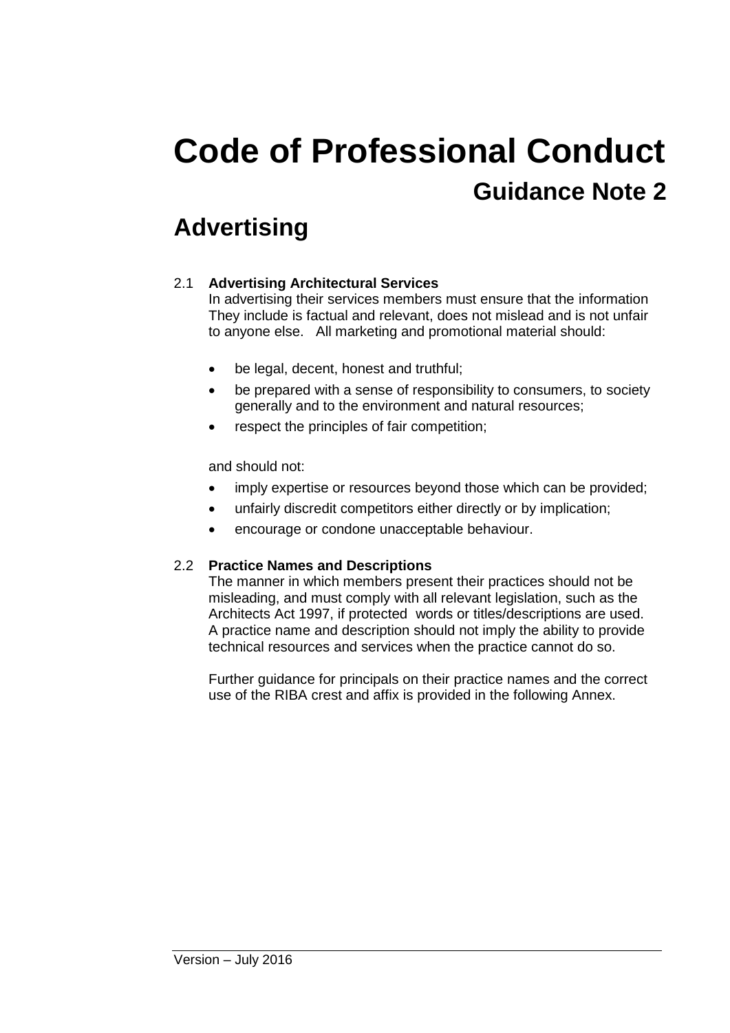# Code of Professional Conduct

## Guidance Note 2

# Advertising

### 2.1 Advertising Architectural Services

In advertising their services members must ensure that the information They include is factual and relevant, does not mislead and is not unfair to anyone else. All marketing and promotional material should:

- be legal, decent, honest and truthful;
- be prepared with a sense of responsibility to consumers, to society generally and to the environment and natural resources;
- respect the principles of fair competition;

and should not:

- imply expertise or resources beyond those which can be provided;
- unfairly discredit competitors either directly or by implication;
- encourage or condone unacceptable behaviour.

### 2.2 Practice Names and Descriptions

The manner in which members present their practices should not be misleading, and must comply with all relevant legislation, such as the Architects Act 1997, if protected words or titles/descriptions are used. A practice name and description should not imply the ability to provide technical resources and services when the practice cannot do so.

Further guidance for principals on their practice names and the correct use of the RIBA crest and affix is provided in the following Annex.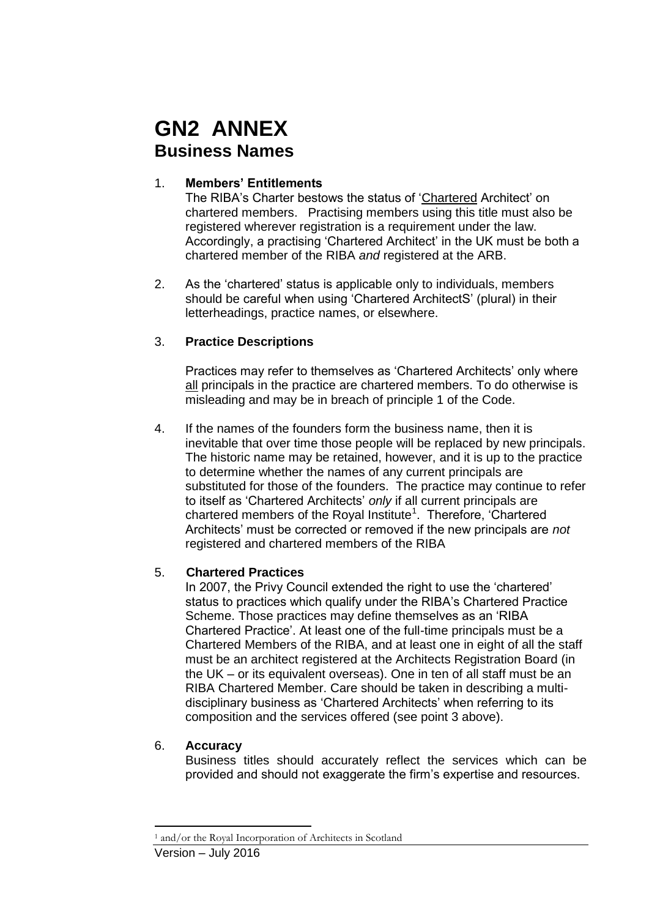# GN2 ANNEX
## Business Names

1. **Members' Entitlements**
   The RIBA's Charter bestows the status of 'Chartered Architect' on chartered members. Practising members using this title must also be registered wherever registration is a requirement under the law. Accordingly, a practising 'Chartered Architect' in the UK must be both a chartered member of the RIBA *and* registered at the ARB.

2. As the 'chartered' status is applicable only to individuals, members should be careful when using 'Chartered ArchitectS' (plural) in their letterheadings, practice names, or elsewhere.

3. **Practice Descriptions**

   Practices may refer to themselves as 'Chartered Architects' only where all principals in the practice are chartered members. To do otherwise is misleading and may be in breach of principle 1 of the Code.

4. If the names of the founders form the business name, then it is inevitable that over time those people will be replaced by new principals. The historic name may be retained, however, and it is up to the practice to determine whether the names of any current principals are substituted for those of the founders. The practice may continue to refer to itself as 'Chartered Architects' *only* if all current principals are chartered members of the Royal Institute[1]. Therefore, 'Chartered Architects' must be corrected or removed if the new principals are *not* registered and chartered members of the RIBA

5. **Chartered Practices**
   In 2007, the Privy Council extended the right to use the 'chartered' status to practices which qualify under the RIBA's Chartered Practice Scheme. Those practices may define themselves as an 'RIBA Chartered Practice'. At least one of the full-time principals must be a Chartered Members of the RIBA, and at least one in eight of all the staff must be an architect registered at the Architects Registration Board (in the UK – or its equivalent overseas). One in ten of all staff must be an RIBA Chartered Member. Care should be taken in describing a multi-disciplinary business as 'Chartered Architects' when referring to its composition and the services offered (see point 3 above).

6. **Accuracy**
   Business titles should accurately reflect the services which can be provided and should not exaggerate the firm's expertise and resources.

[1] and/or the Royal Incorporation of Architects in Scotland

Version – July 2016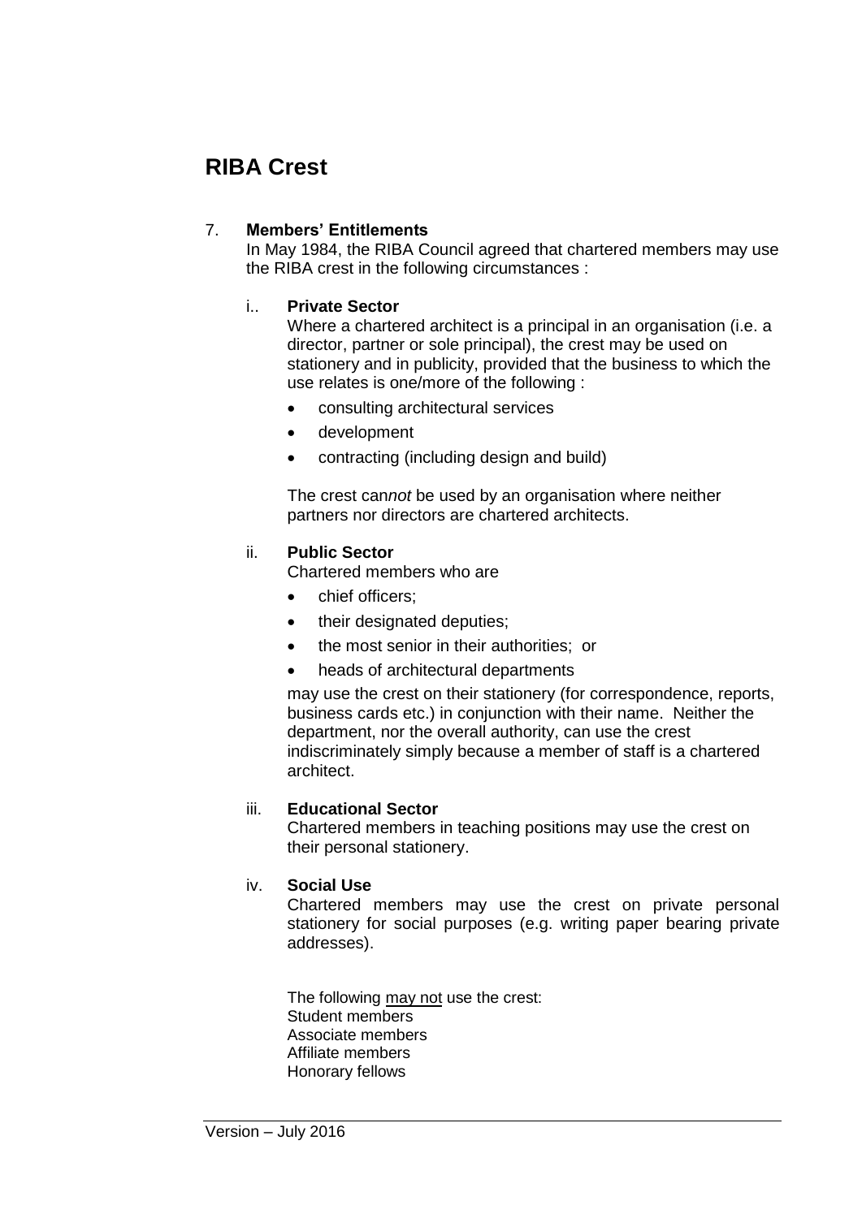## RIBA Crest

7. **Members' Entitlements**

   In May 1984, the RIBA Council agreed that chartered members may use the RIBA crest in the following circumstances :

   i.. **Private Sector**

   Where a chartered architect is a principal in an organisation (i.e. a director, partner or sole principal), the crest may be used on stationery and in publicity, provided that the business to which the use relates is one/more of the following :

   - consulting architectural services
   - development
   - contracting (including design and build)

   The crest can*not* be used by an organisation where neither partners nor directors are chartered architects.

   ii. **Public Sector**

   Chartered members who are

   - chief officers;
   - their designated deputies;
   - the most senior in their authorities; or
   - heads of architectural departments

   may use the crest on their stationery (for correspondence, reports, business cards etc.) in conjunction with their name. Neither the department, nor the overall authority, can use the crest indiscriminately simply because a member of staff is a chartered architect.

   iii. **Educational Sector**

   Chartered members in teaching positions may use the crest on their personal stationery.

   iv. **Social Use**

   Chartered members may use the crest on private personal stationery for social purposes (e.g. writing paper bearing private addresses).

   The following <u>may not</u> use the crest:
   Student members
   Associate members
   Affiliate members
   Honorary fellows

Version – July 2016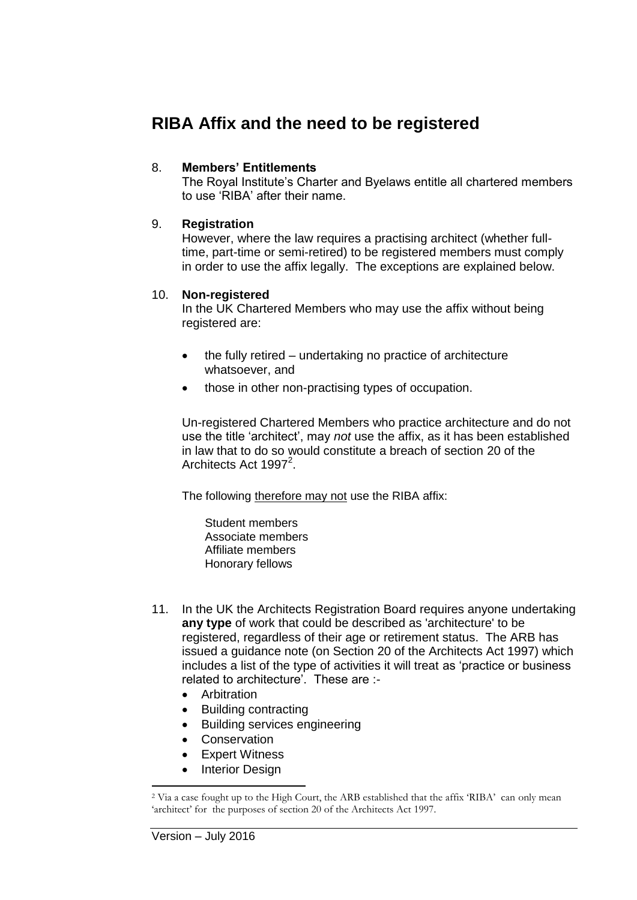## RIBA Affix and the need to be registered

8. **Members' Entitlements**
   The Royal Institute's Charter and Byelaws entitle all chartered members to use 'RIBA' after their name.

9. **Registration**
   However, where the law requires a practising architect (whether full-time, part-time or semi-retired) to be registered members must comply in order to use the affix legally. The exceptions are explained below.

10. **Non-registered**
    In the UK Chartered Members who may use the affix without being registered are:

    - the fully retired – undertaking no practice of architecture whatsoever, and
    - those in other non-practising types of occupation.

    Un-registered Chartered Members who practice architecture and do not use the title 'architect', may *not* use the affix, as it has been established in law that to do so would constitute a breach of section 20 of the Architects Act 1997[2].

    The following <u>therefore may not</u> use the RIBA affix:

    Student members
    Associate members
    Affiliate members
    Honorary fellows

11. In the UK the Architects Registration Board requires anyone undertaking **any type** of work that could be described as 'architecture' to be registered, regardless of their age or retirement status. The ARB has issued a guidance note (on Section 20 of the Architects Act 1997) which includes a list of the type of activities it will treat as 'practice or business related to architecture'. These are :-
    - Arbitration
    - Building contracting
    - Building services engineering
    - Conservation
    - Expert Witness
    - Interior Design

[2] Via a case fought up to the High Court, the ARB established that the affix 'RIBA' can only mean 'architect' for the purposes of section 20 of the Architects Act 1997.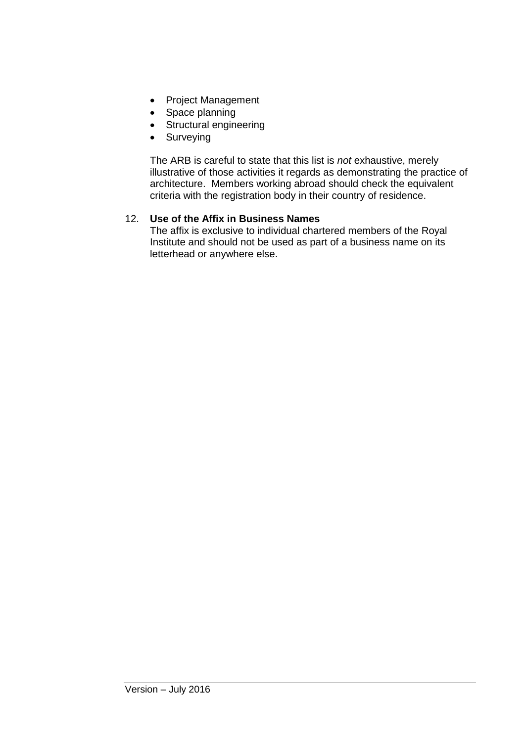- Project Management
- Space planning
- Structural engineering
- Surveying

The ARB is careful to state that this list is *not* exhaustive, merely illustrative of those activities it regards as demonstrating the practice of architecture. Members working abroad should check the equivalent criteria with the registration body in their country of residence.

12. **Use of the Affix in Business Names**

The affix is exclusive to individual chartered members of the Royal Institute and should not be used as part of a business name on its letterhead or anywhere else.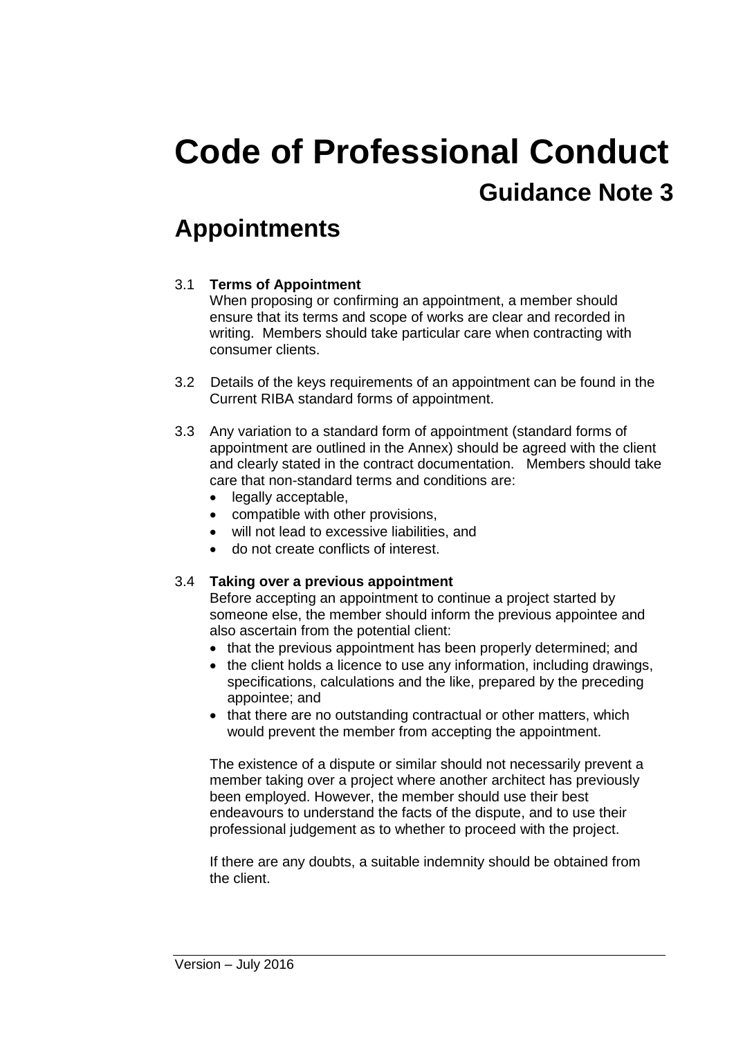# Code of Professional Conduct

## Guidance Note 3

# Appointments

3.1 **Terms of Appointment**
When proposing or confirming an appointment, a member should ensure that its terms and scope of works are clear and recorded in writing. Members should take particular care when contracting with consumer clients.

3.2 Details of the keys requirements of an appointment can be found in the Current RIBA standard forms of appointment.

3.3 Any variation to a standard form of appointment (standard forms of appointment are outlined in the Annex) should be agreed with the client and clearly stated in the contract documentation. Members should take care that non-standard terms and conditions are:

- legally acceptable,
- compatible with other provisions,
- will not lead to excessive liabilities, and
- do not create conflicts of interest.

3.4 **Taking over a previous appointment**
Before accepting an appointment to continue a project started by someone else, the member should inform the previous appointee and also ascertain from the potential client:

- that the previous appointment has been properly determined; and
- the client holds a licence to use any information, including drawings, specifications, calculations and the like, prepared by the preceding appointee; and
- that there are no outstanding contractual or other matters, which would prevent the member from accepting the appointment.

The existence of a dispute or similar should not necessarily prevent a member taking over a project where another architect has previously been employed. However, the member should use their best endeavours to understand the facts of the dispute, and to use their professional judgement as to whether to proceed with the project.

If there are any doubts, a suitable indemnity should be obtained from the client.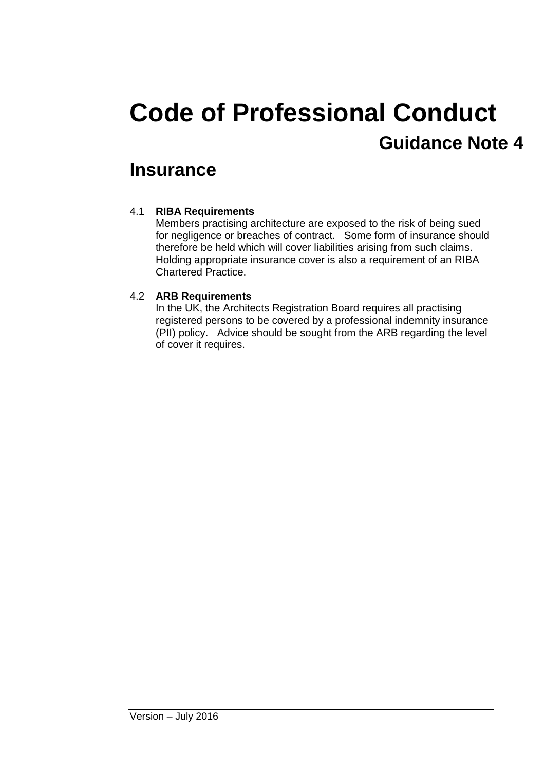# Code of Professional Conduct

## Guidance Note 4

## Insurance

4.1 **RIBA Requirements**

Members practising architecture are exposed to the risk of being sued for negligence or breaches of contract. Some form of insurance should therefore be held which will cover liabilities arising from such claims. Holding appropriate insurance cover is also a requirement of an RIBA Chartered Practice.

4.2 **ARB Requirements**

In the UK, the Architects Registration Board requires all practising registered persons to be covered by a professional indemnity insurance (PII) policy. Advice should be sought from the ARB regarding the level of cover it requires.

Version – July 2016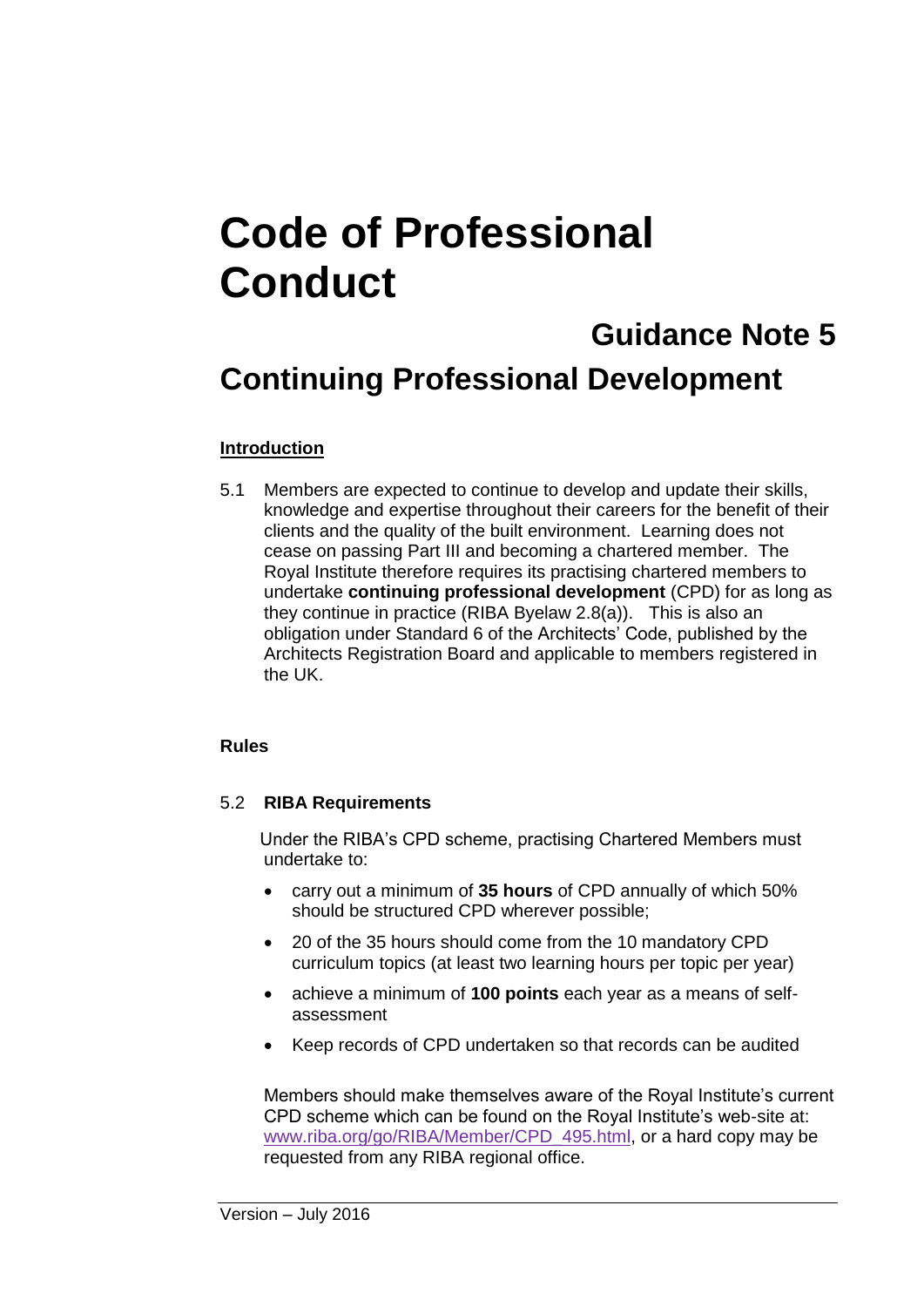# Code of Professional Conduct

## Guidance Note 5

## Continuing Professional Development

**Introduction**

5.1 Members are expected to continue to develop and update their skills, knowledge and expertise throughout their careers for the benefit of their clients and the quality of the built environment. Learning does not cease on passing Part III and becoming a chartered member. The Royal Institute therefore requires its practising chartered members to undertake **continuing professional development** (CPD) for as long as they continue in practice (RIBA Byelaw 2.8(a)). This is also an obligation under Standard 6 of the Architects' Code, published by the Architects Registration Board and applicable to members registered in the UK.

**Rules**

5.2 **RIBA Requirements**

Under the RIBA's CPD scheme, practising Chartered Members must undertake to:

- carry out a minimum of **35 hours** of CPD annually of which 50% should be structured CPD wherever possible;
- 20 of the 35 hours should come from the 10 mandatory CPD curriculum topics (at least two learning hours per topic per year)
- achieve a minimum of **100 points** each year as a means of self-assessment
- Keep records of CPD undertaken so that records can be audited

Members should make themselves aware of the Royal Institute's current CPD scheme which can be found on the Royal Institute's web-site at: www.riba.org/go/RIBA/Member/CPD_495.html, or a hard copy may be requested from any RIBA regional office.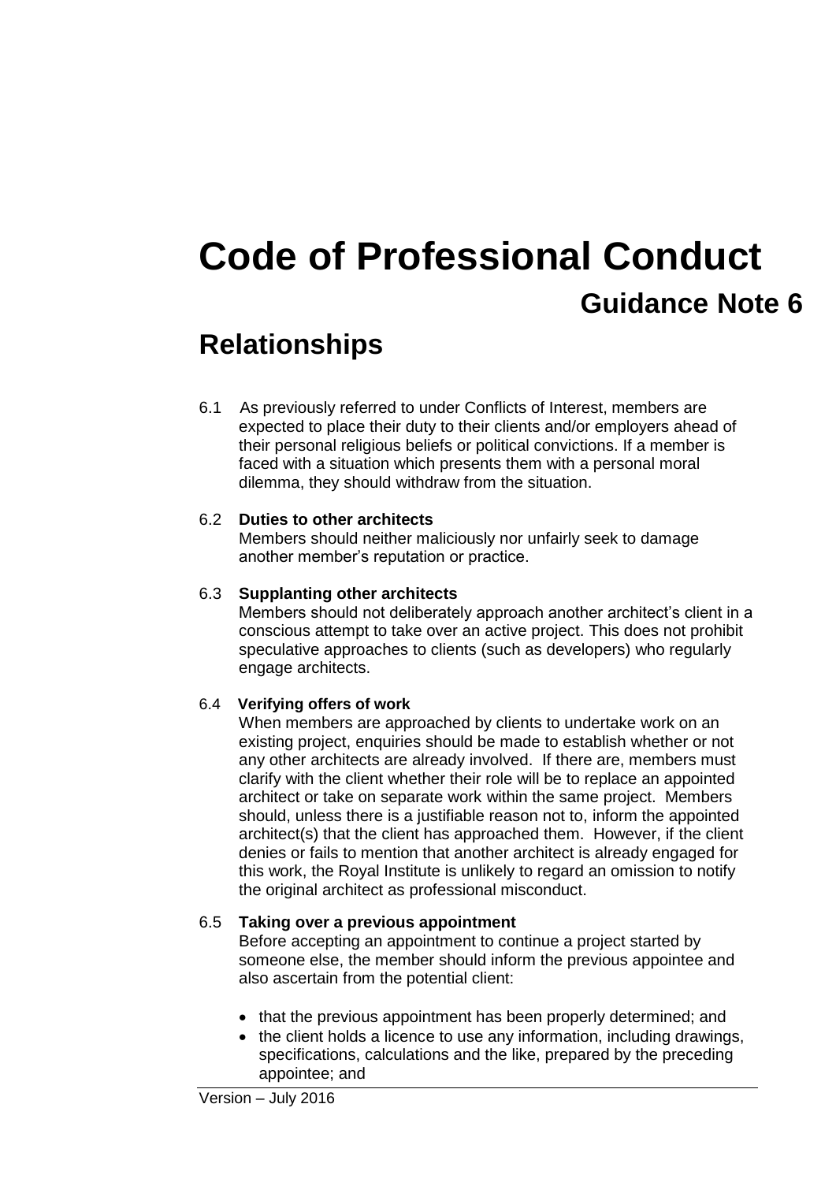# Code of Professional Conduct

## Guidance Note 6

## Relationships

6.1 As previously referred to under Conflicts of Interest, members are expected to place their duty to their clients and/or employers ahead of their personal religious beliefs or political convictions. If a member is faced with a situation which presents them with a personal moral dilemma, they should withdraw from the situation.

6.2 **Duties to other architects**
Members should neither maliciously nor unfairly seek to damage another member's reputation or practice.

6.3 **Supplanting other architects**
Members should not deliberately approach another architect's client in a conscious attempt to take over an active project. This does not prohibit speculative approaches to clients (such as developers) who regularly engage architects.

6.4 **Verifying offers of work**
When members are approached by clients to undertake work on an existing project, enquiries should be made to establish whether or not any other architects are already involved. If there are, members must clarify with the client whether their role will be to replace an appointed architect or take on separate work within the same project. Members should, unless there is a justifiable reason not to, inform the appointed architect(s) that the client has approached them. However, if the client denies or fails to mention that another architect is already engaged for this work, the Royal Institute is unlikely to regard an omission to notify the original architect as professional misconduct.

6.5 **Taking over a previous appointment**
Before accepting an appointment to continue a project started by someone else, the member should inform the previous appointee and also ascertain from the potential client:

- that the previous appointment has been properly determined; and
- the client holds a licence to use any information, including drawings, specifications, calculations and the like, prepared by the preceding appointee; and

Version – July 2016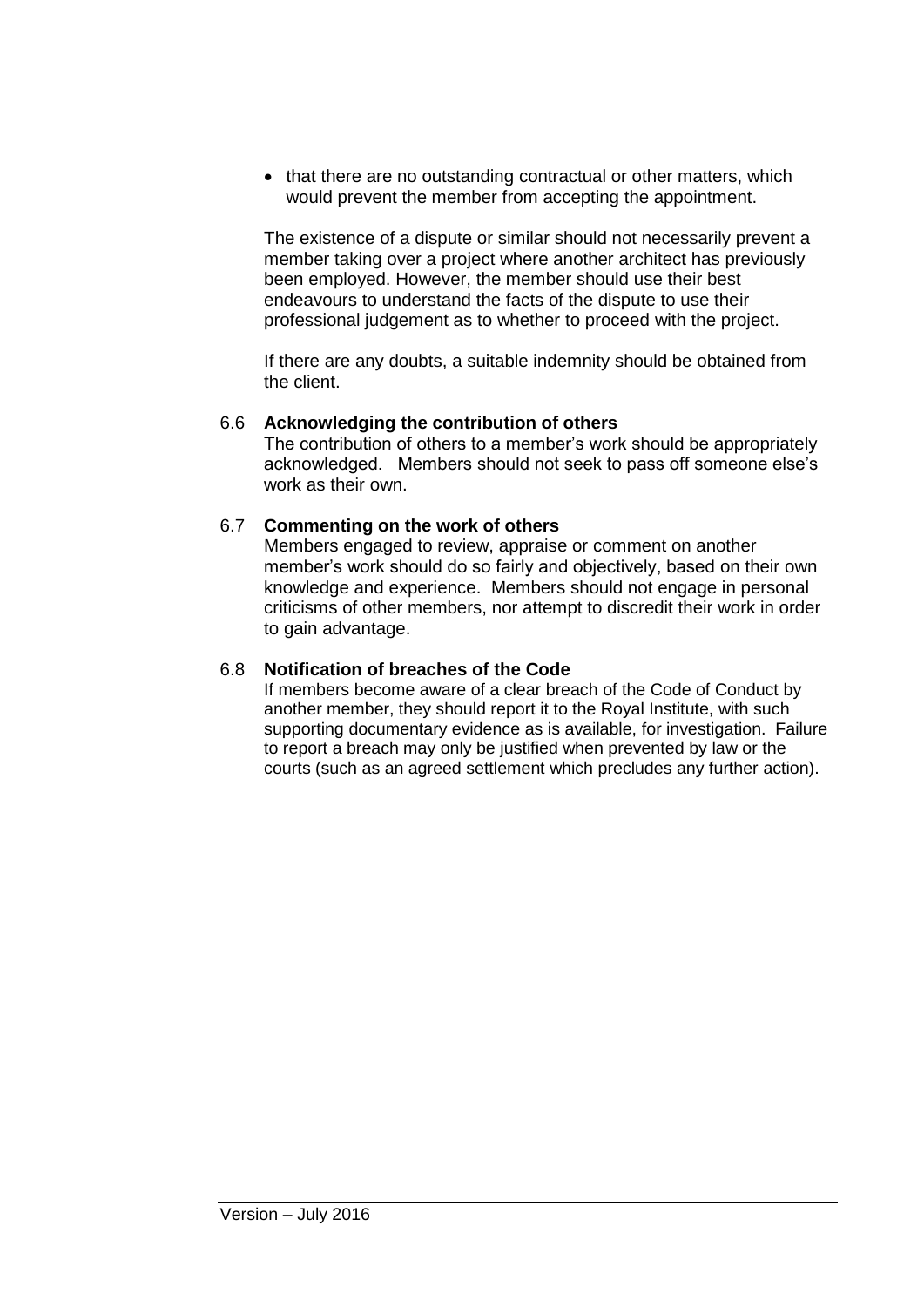- that there are no outstanding contractual or other matters, which would prevent the member from accepting the appointment.

The existence of a dispute or similar should not necessarily prevent a member taking over a project where another architect has previously been employed. However, the member should use their best endeavours to understand the facts of the dispute to use their professional judgement as to whether to proceed with the project.

If there are any doubts, a suitable indemnity should be obtained from the client.

6.6 **Acknowledging the contribution of others**

The contribution of others to a member's work should be appropriately acknowledged. Members should not seek to pass off someone else's work as their own.

6.7 **Commenting on the work of others**

Members engaged to review, appraise or comment on another member's work should do so fairly and objectively, based on their own knowledge and experience. Members should not engage in personal criticisms of other members, nor attempt to discredit their work in order to gain advantage.

6.8 **Notification of breaches of the Code**

If members become aware of a clear breach of the Code of Conduct by another member, they should report it to the Royal Institute, with such supporting documentary evidence as is available, for investigation. Failure to report a breach may only be justified when prevented by law or the courts (such as an agreed settlement which precludes any further action).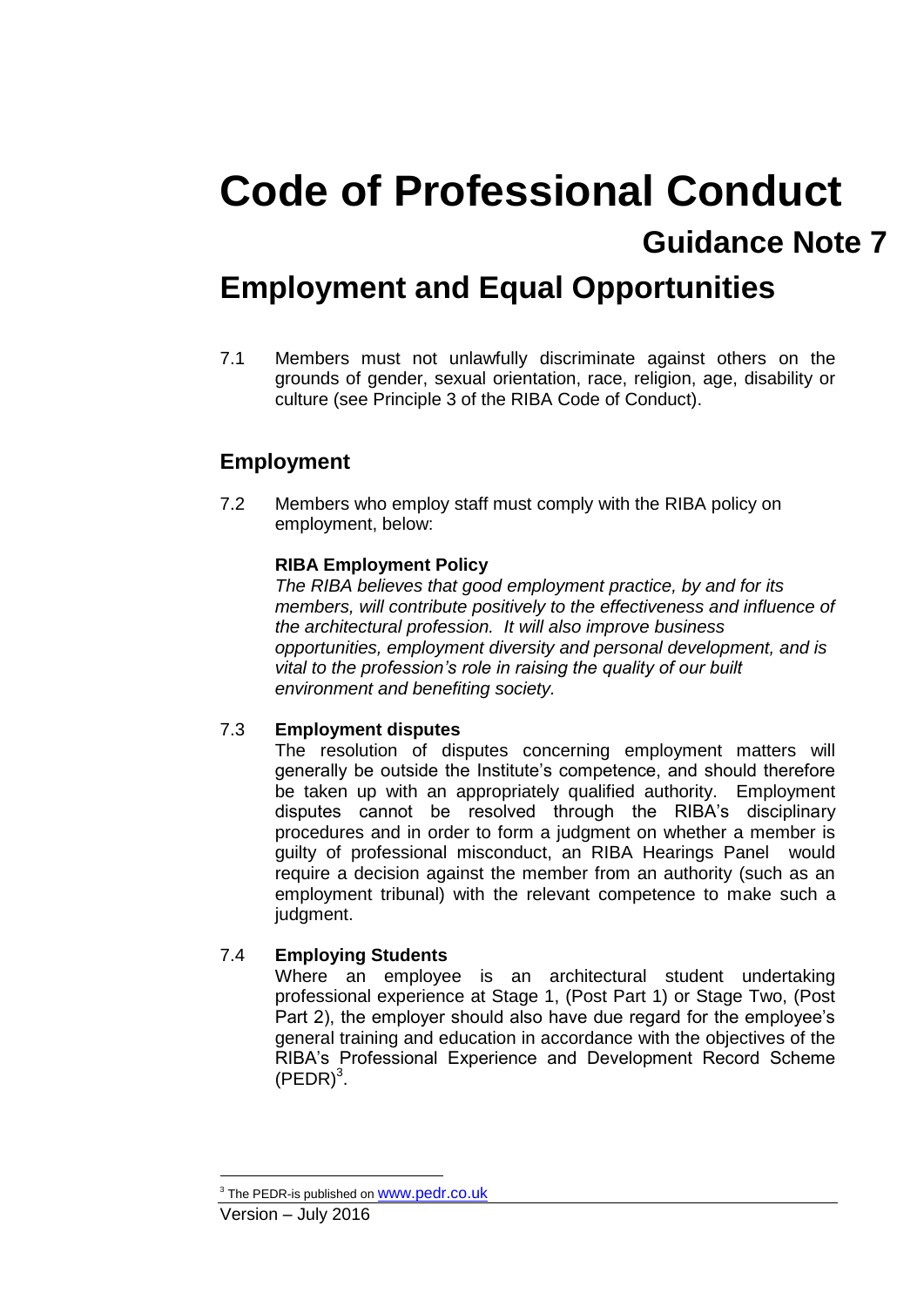# Code of Professional Conduct

## Guidance Note 7

# Employment and Equal Opportunities

7.1 Members must not unlawfully discriminate against others on the grounds of gender, sexual orientation, race, religion, age, disability or culture (see Principle 3 of the RIBA Code of Conduct).

## Employment

7.2 Members who employ staff must comply with the RIBA policy on employment, below:

**RIBA Employment Policy**

*The RIBA believes that good employment practice, by and for its members, will contribute positively to the effectiveness and influence of the architectural profession. It will also improve business opportunities, employment diversity and personal development, and is vital to the profession's role in raising the quality of our built environment and benefiting society.*

7.3 **Employment disputes**

The resolution of disputes concerning employment matters will generally be outside the Institute's competence, and should therefore be taken up with an appropriately qualified authority. Employment disputes cannot be resolved through the RIBA's disciplinary procedures and in order to form a judgment on whether a member is guilty of professional misconduct, an RIBA Hearings Panel would require a decision against the member from an authority (such as an employment tribunal) with the relevant competence to make such a judgment.

7.4 **Employing Students**

Where an employee is an architectural student undertaking professional experience at Stage 1, (Post Part 1) or Stage Two, (Post Part 2), the employer should also have due regard for the employee's general training and education in accordance with the objectives of the RIBA's Professional Experience and Development Record Scheme (PEDR)[3].

[3] The PEDR-is published on www.pedr.co.uk

Version – July 2016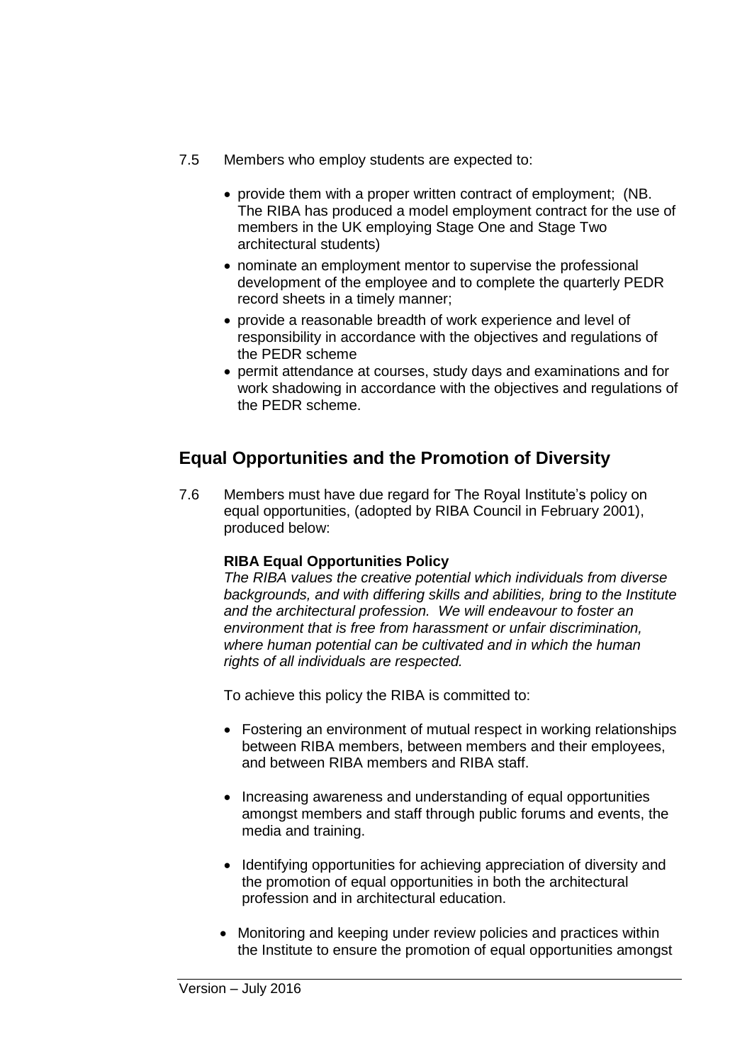7.5 Members who employ students are expected to:

- provide them with a proper written contract of employment; (NB. The RIBA has produced a model employment contract for the use of members in the UK employing Stage One and Stage Two architectural students)
- nominate an employment mentor to supervise the professional development of the employee and to complete the quarterly PEDR record sheets in a timely manner;
- provide a reasonable breadth of work experience and level of responsibility in accordance with the objectives and regulations of the PEDR scheme
- permit attendance at courses, study days and examinations and for work shadowing in accordance with the objectives and regulations of the PEDR scheme.

## Equal Opportunities and the Promotion of Diversity

7.6 Members must have due regard for The Royal Institute's policy on equal opportunities, (adopted by RIBA Council in February 2001), produced below:

**RIBA Equal Opportunities Policy**
*The RIBA values the creative potential which individuals from diverse backgrounds, and with differing skills and abilities, bring to the Institute and the architectural profession. We will endeavour to foster an environment that is free from harassment or unfair discrimination, where human potential can be cultivated and in which the human rights of all individuals are respected.*

To achieve this policy the RIBA is committed to:

- Fostering an environment of mutual respect in working relationships between RIBA members, between members and their employees, and between RIBA members and RIBA staff.

- Increasing awareness and understanding of equal opportunities amongst members and staff through public forums and events, the media and training.

- Identifying opportunities for achieving appreciation of diversity and the promotion of equal opportunities in both the architectural profession and in architectural education.

- Monitoring and keeping under review policies and practices within the Institute to ensure the promotion of equal opportunities amongst

Version – July 2016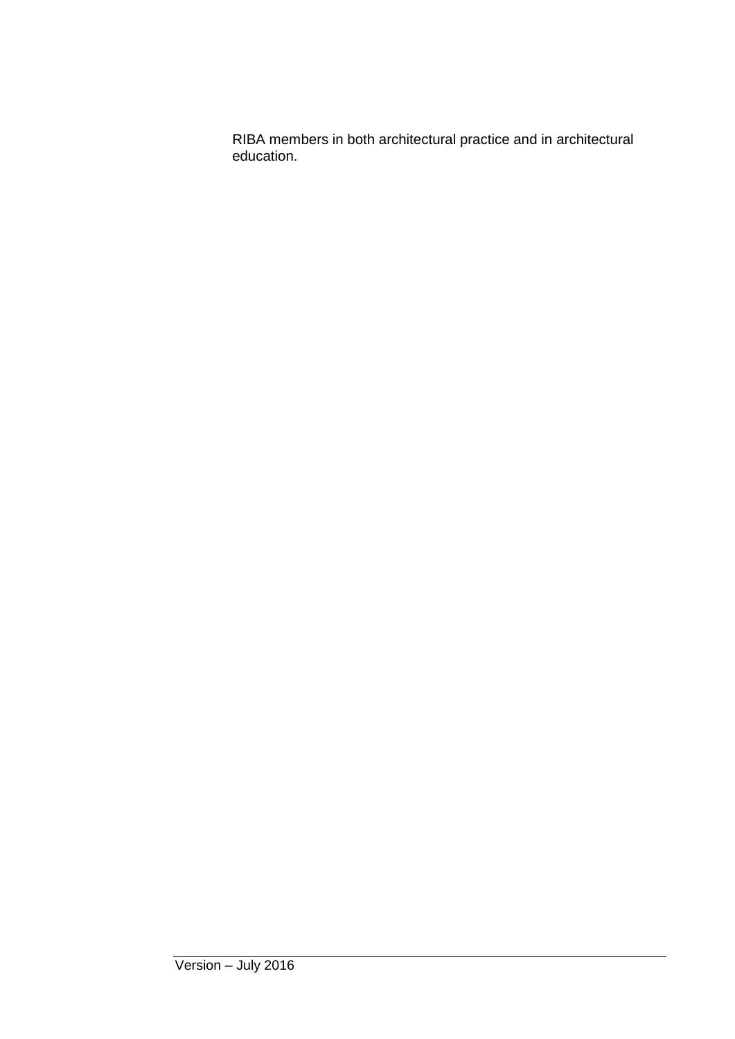RIBA members in both architectural practice and in architectural education.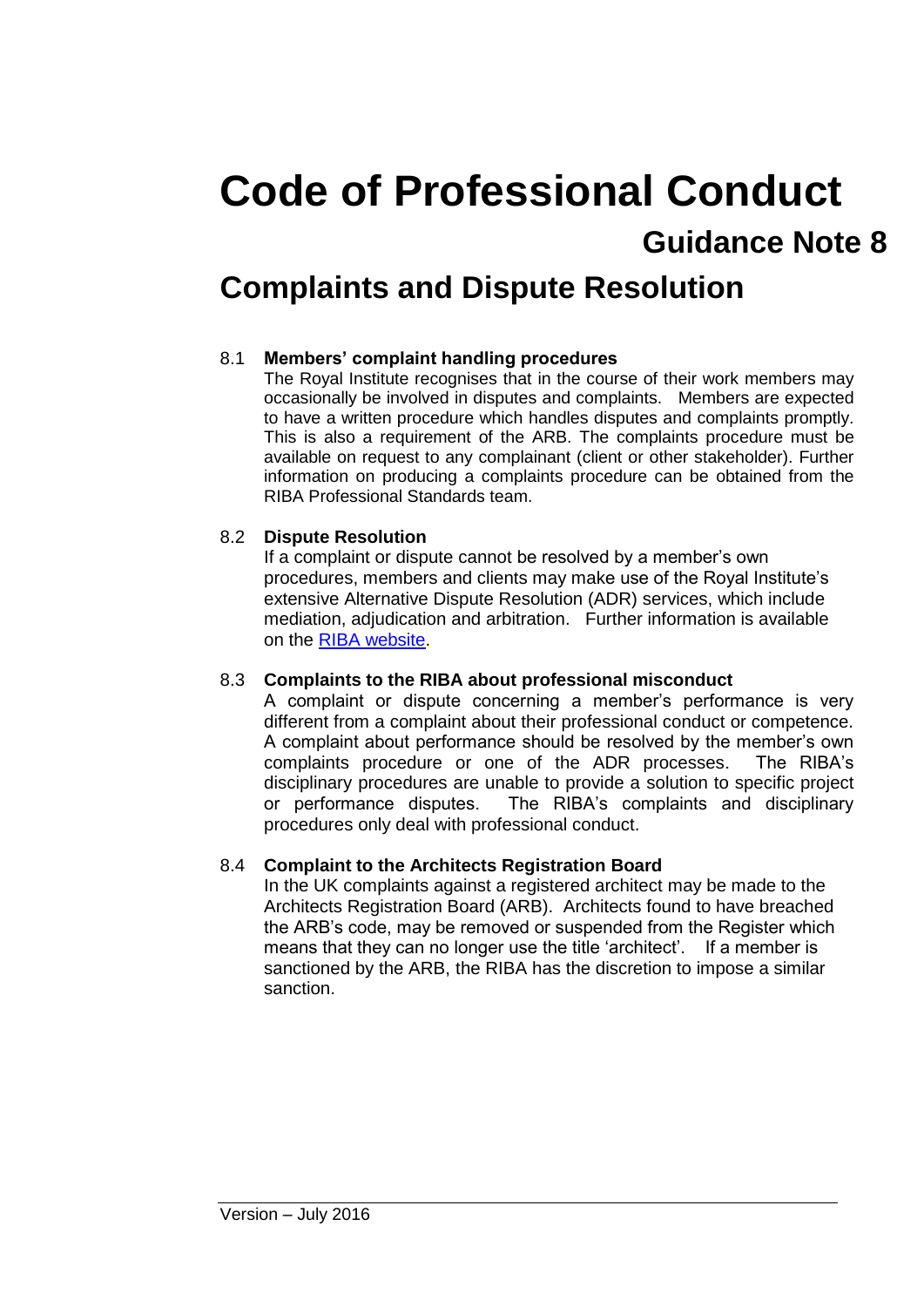# Code of Professional Conduct

## Guidance Note 8

# Complaints and Dispute Resolution

8.1 **Members' complaint handling procedures**

The Royal Institute recognises that in the course of their work members may occasionally be involved in disputes and complaints. Members are expected to have a written procedure which handles disputes and complaints promptly. This is also a requirement of the ARB. The complaints procedure must be available on request to any complainant (client or other stakeholder). Further information on producing a complaints procedure can be obtained from the RIBA Professional Standards team.

8.2 **Dispute Resolution**

If a complaint or dispute cannot be resolved by a member's own procedures, members and clients may make use of the Royal Institute's extensive Alternative Dispute Resolution (ADR) services, which include mediation, adjudication and arbitration. Further information is available on the RIBA website.

8.3 **Complaints to the RIBA about professional misconduct**

A complaint or dispute concerning a member's performance is very different from a complaint about their professional conduct or competence. A complaint about performance should be resolved by the member's own complaints procedure or one of the ADR processes. The RIBA's disciplinary procedures are unable to provide a solution to specific project or performance disputes. The RIBA's complaints and disciplinary procedures only deal with professional conduct.

8.4 **Complaint to the Architects Registration Board**

In the UK complaints against a registered architect may be made to the Architects Registration Board (ARB). Architects found to have breached the ARB's code, may be removed or suspended from the Register which means that they can no longer use the title 'architect'. If a member is sanctioned by the ARB, the RIBA has the discretion to impose a similar sanction.

Version – July 2016